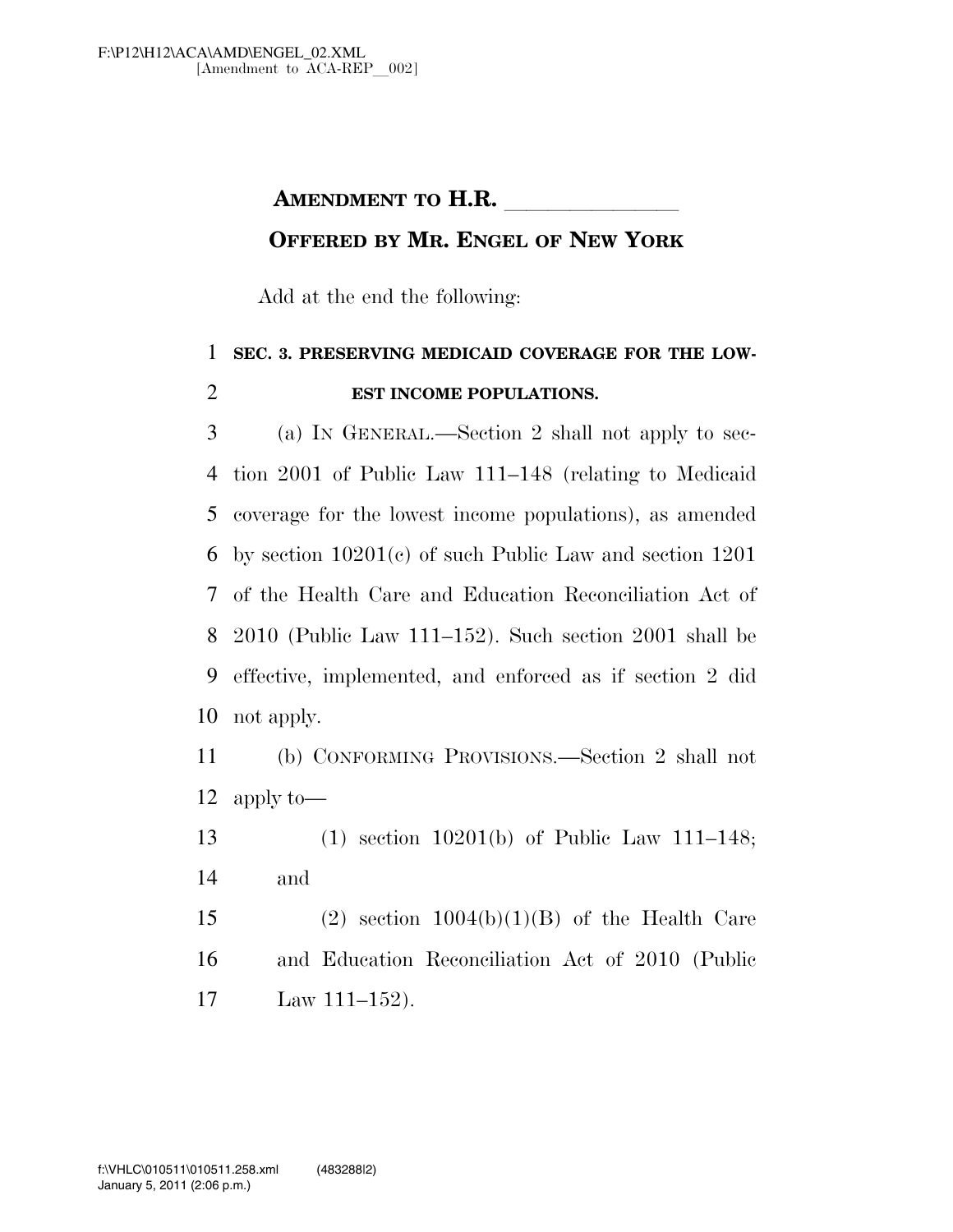**AMENDMENT TO H.R. \_\_\_\_\_\_\_\_\_\_\_\_\_\_**

**OFFERED BY MR. ENGEL OF NEW YORK**

Add at the end the following:

**SEC. 3. PRESERVING MEDICAID COVERAGE FOR THE LOWEST INCOME POPULATIONS.**

(a) IN GENERAL.—Section 2 shall not apply to section 2001 of Public Law 111–148 (relating to Medicaid coverage for the lowest income populations), as amended by section 10201(c) of such Public Law and section 1201 of the Health Care and Education Reconciliation Act of 2010 (Public Law 111–152). Such section 2001 shall be effective, implemented, and enforced as if section 2 did not apply.

(b) CONFORMING PROVISIONS.—Section 2 shall not apply to—

(1) section 10201(b) of Public Law 111–148; and

(2) section 1004(b)(1)(B) of the Health Care and Education Reconciliation Act of 2010 (Public Law 111–152).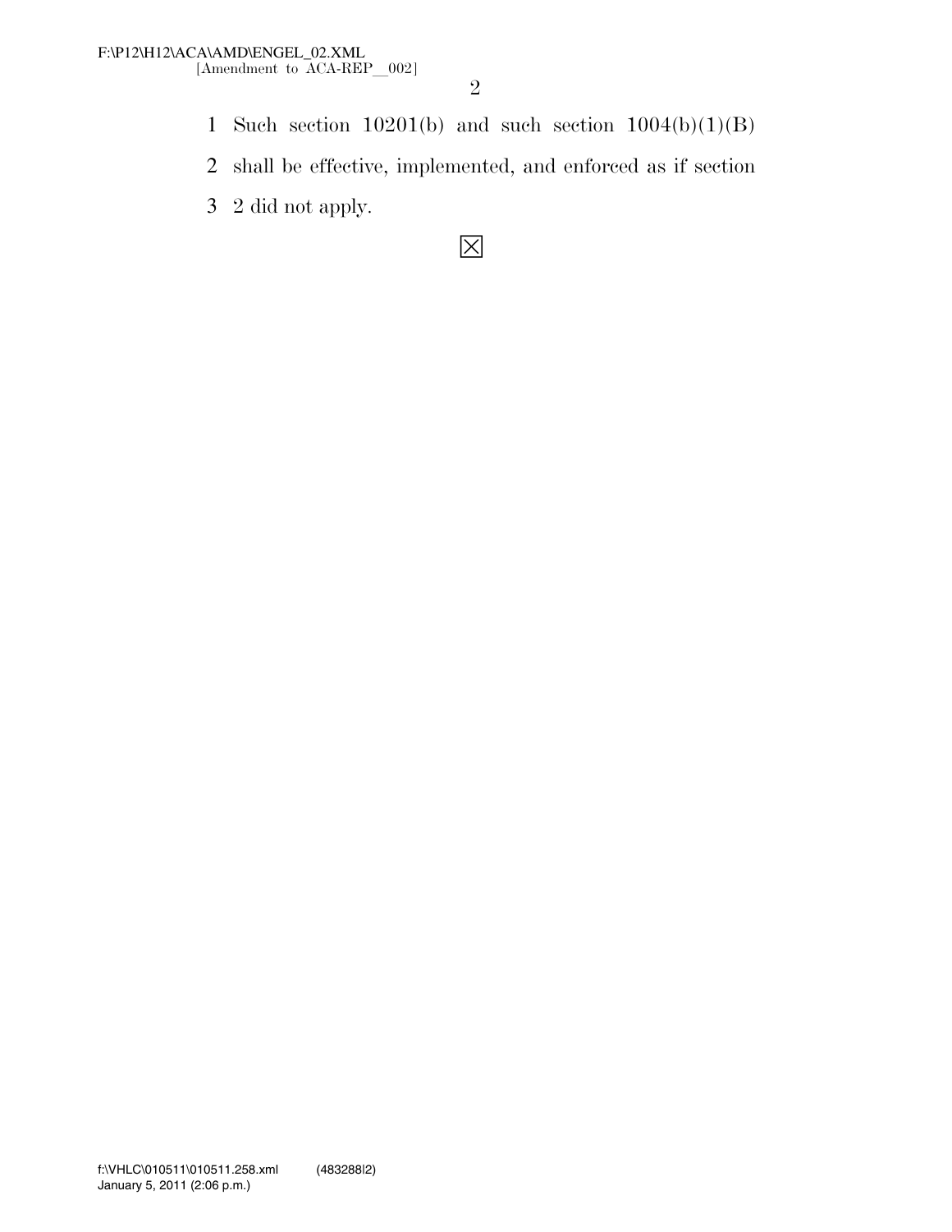Such section 10201(b) and such section 1004(b)(1)(B) shall be effective, implemented, and enforced as if section 2 did not apply.

☒